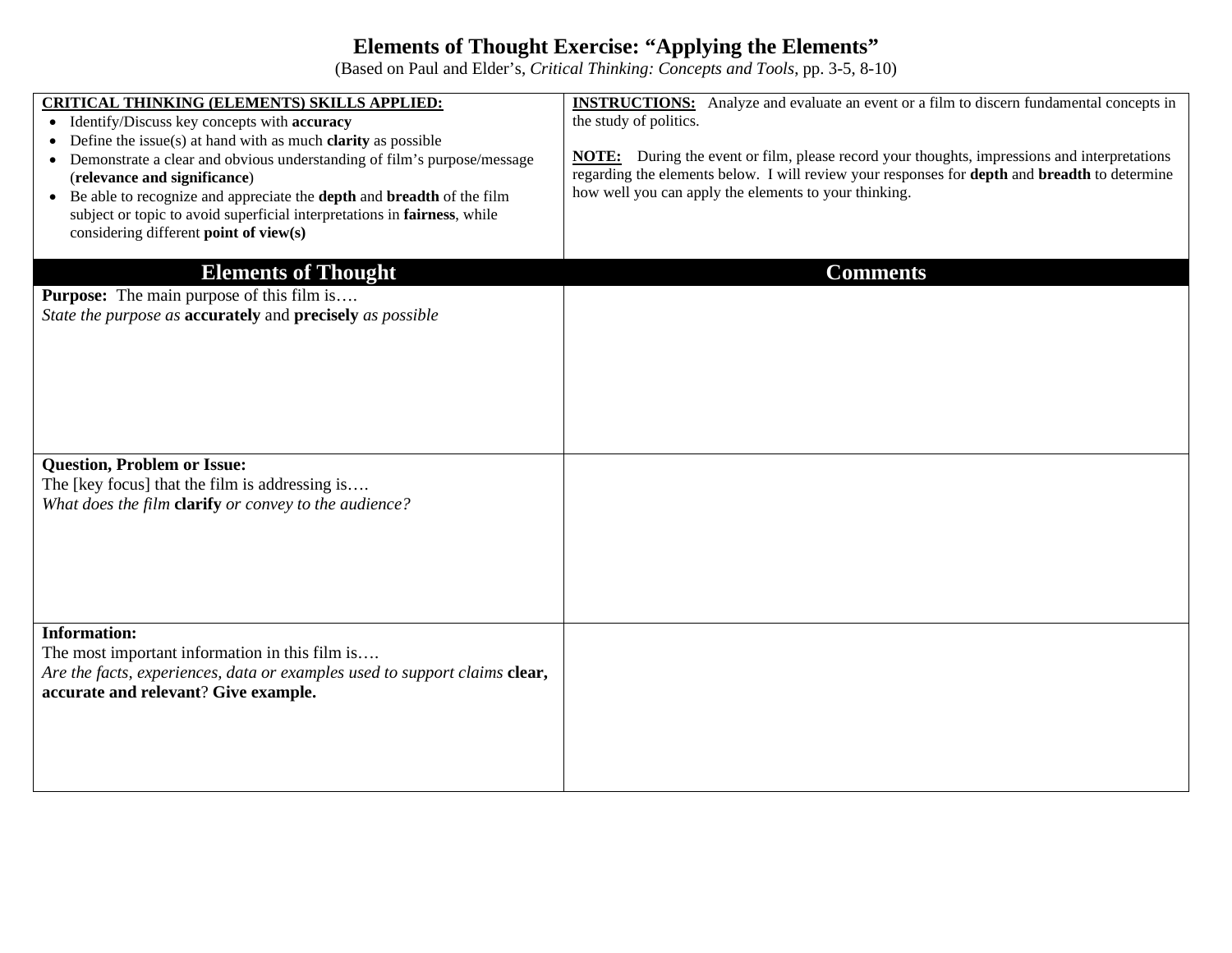# Elements of Thought Exercise: "Applying the Elements"

(Based on Paul and Elder's, *Critical Thinking: Concepts and Tools*, pp. 3-5, 8-10)

| **CRITICAL THINKING (ELEMENTS) SKILLS APPLIED:**<br>• Identify/Discuss key concepts with **accuracy**<br>• Define the issue(s) at hand with as much **clarity** as possible<br>• Demonstrate a clear and obvious understanding of film's purpose/message (**relevance and significance**)<br>• Be able to recognize and appreciate the **depth** and **breadth** of the film subject or topic to avoid superficial interpretations in **fairness**, while considering different **point of view(s)** | **INSTRUCTIONS:** Analyze and evaluate an event or a film to discern fundamental concepts in the study of politics.<br><br>**NOTE:** During the event or film, please record your thoughts, impressions and interpretations regarding the elements below. I will review your responses for **depth** and **breadth** to determine how well you can apply the elements to your thinking. |
|---|---|
| **Elements of Thought** | **Comments** |
| **Purpose:** The main purpose of this film is….<br>*State the purpose as* **accurately** and **precisely** *as possible* | |
| **Question, Problem or Issue:**<br>The [key focus] that the film is addressing is….<br>*What does the film* **clarify** *or convey to the audience?* | |
| **Information:**<br>The most important information in this film is….<br>*Are the facts, experiences, data or examples used to support claims* **clear, accurate and relevant**? **Give example.** | |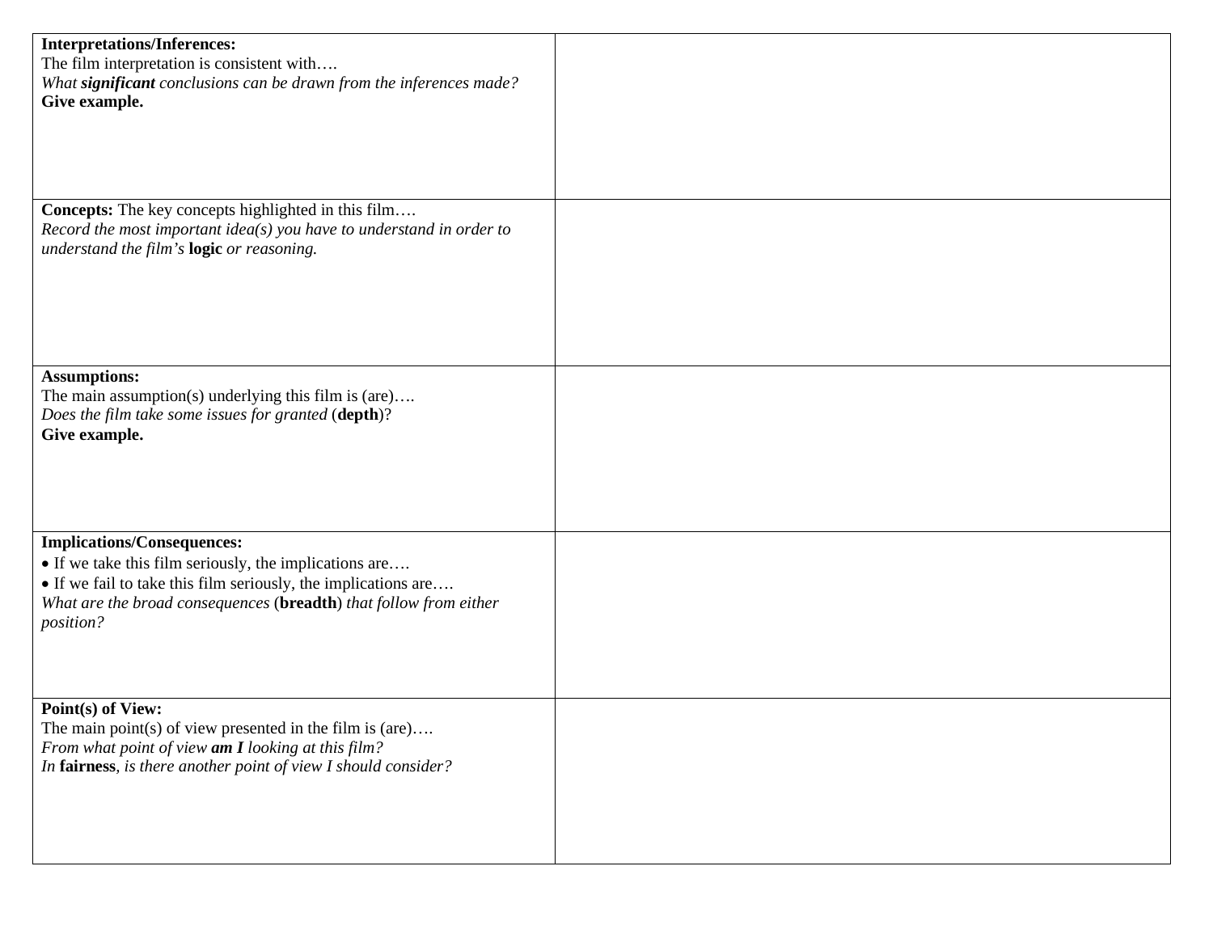| | |
|---|---|
| **Interpretations/Inferences:**<br>The film interpretation is consistent with….<br>*What **significant** conclusions can be drawn from the inferences made?*<br>**Give example.** | |
| **Concepts:** The key concepts highlighted in this film….<br>*Record the most important idea(s) you have to understand in order to understand the film's* **logic** *or reasoning.* | |
| **Assumptions:**<br>The main assumption(s) underlying this film is (are)….<br>*Does the film take some issues for granted* (**depth**)?<br>**Give example.** | |
| **Implications/Consequences:**<br>• If we take this film seriously, the implications are….<br>• If we fail to take this film seriously, the implications are….<br>*What are the broad consequences* (**breadth**) *that follow from either position?* | |
| **Point(s) of View:**<br>The main point(s) of view presented in the film is (are)….<br>*From what point of view **am I** looking at this film?*<br>*In* **fairness**, *is there another point of view I should consider?* | |